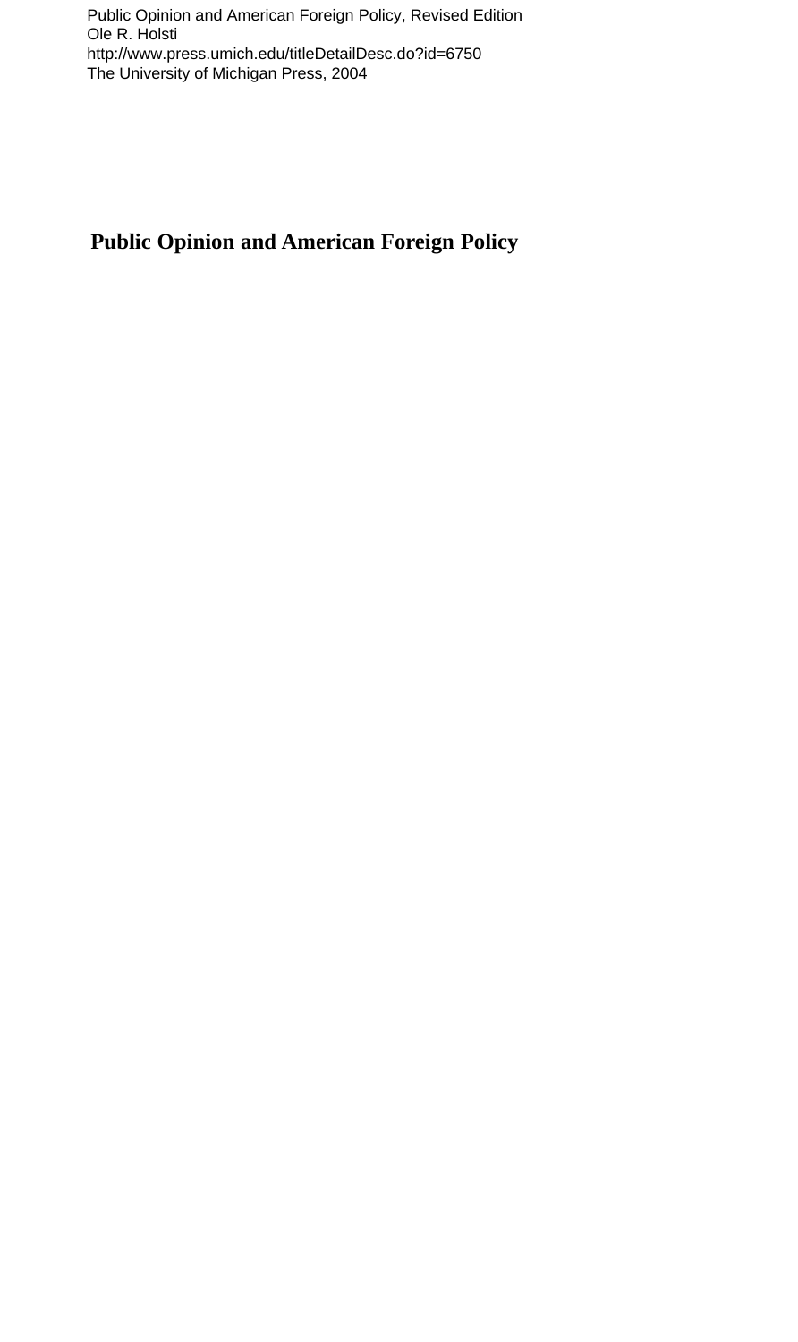Public Opinion and American Foreign Policy, Revised Edition
Ole R. Holsti
http://www.press.umich.edu/titleDetailDesc.do?id=6750
The University of Michigan Press, 2004

# Public Opinion and American Foreign Policy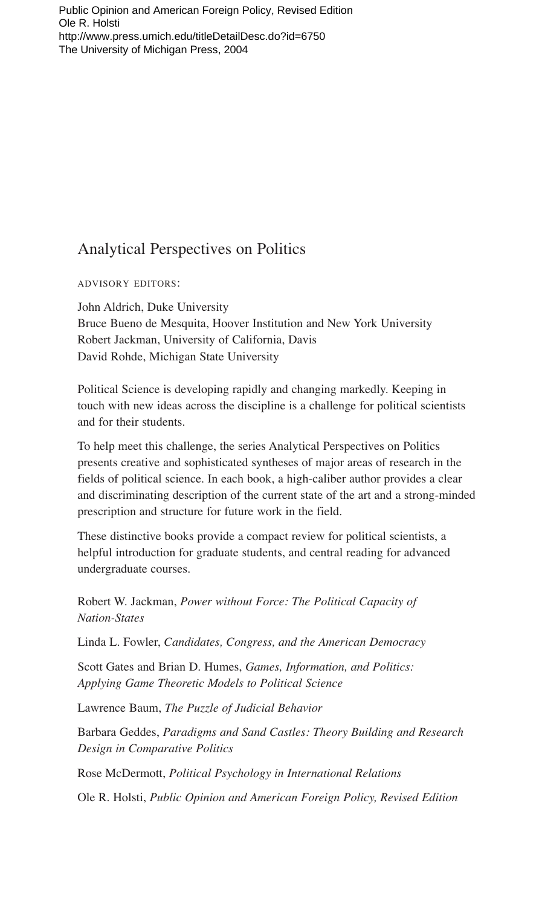Public Opinion and American Foreign Policy, Revised Edition
Ole R. Holsti
http://www.press.umich.edu/titleDetailDesc.do?id=6750
The University of Michigan Press, 2004

# Analytical Perspectives on Politics

ADVISORY EDITORS:

John Aldrich, Duke University
Bruce Bueno de Mesquita, Hoover Institution and New York University
Robert Jackman, University of California, Davis
David Rohde, Michigan State University

Political Science is developing rapidly and changing markedly. Keeping in touch with new ideas across the discipline is a challenge for political scientists and for their students.

To help meet this challenge, the series Analytical Perspectives on Politics presents creative and sophisticated syntheses of major areas of research in the fields of political science. In each book, a high-caliber author provides a clear and discriminating description of the current state of the art and a strong-minded prescription and structure for future work in the field.

These distinctive books provide a compact review for political scientists, a helpful introduction for graduate students, and central reading for advanced undergraduate courses.

Robert W. Jackman, *Power without Force: The Political Capacity of Nation-States*

Linda L. Fowler, *Candidates, Congress, and the American Democracy*

Scott Gates and Brian D. Humes, *Games, Information, and Politics: Applying Game Theoretic Models to Political Science*

Lawrence Baum, *The Puzzle of Judicial Behavior*

Barbara Geddes, *Paradigms and Sand Castles: Theory Building and Research Design in Comparative Politics*

Rose McDermott, *Political Psychology in International Relations*

Ole R. Holsti, *Public Opinion and American Foreign Policy, Revised Edition*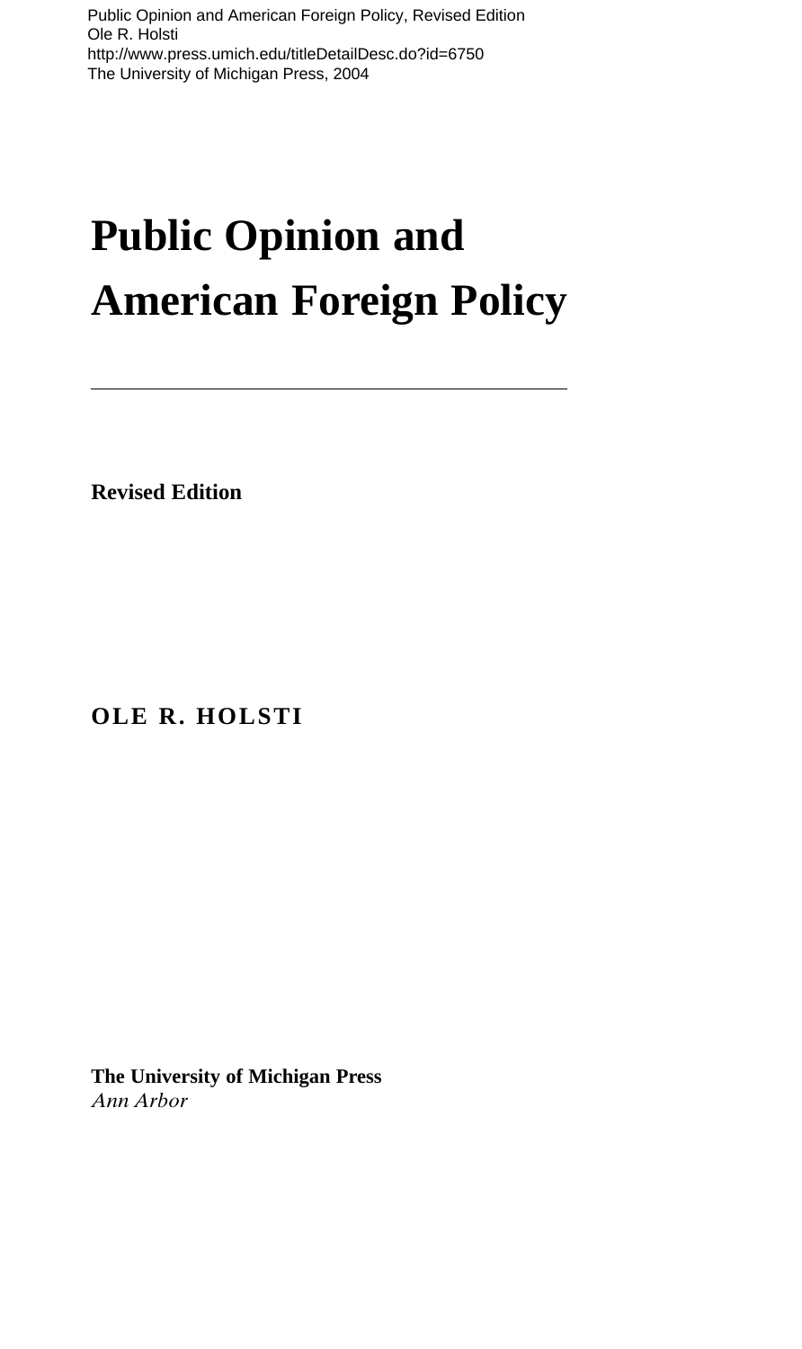# Public Opinion and American Foreign Policy

**Revised Edition**

**OLE R. HOLSTI**

**The University of Michigan Press**
*Ann Arbor*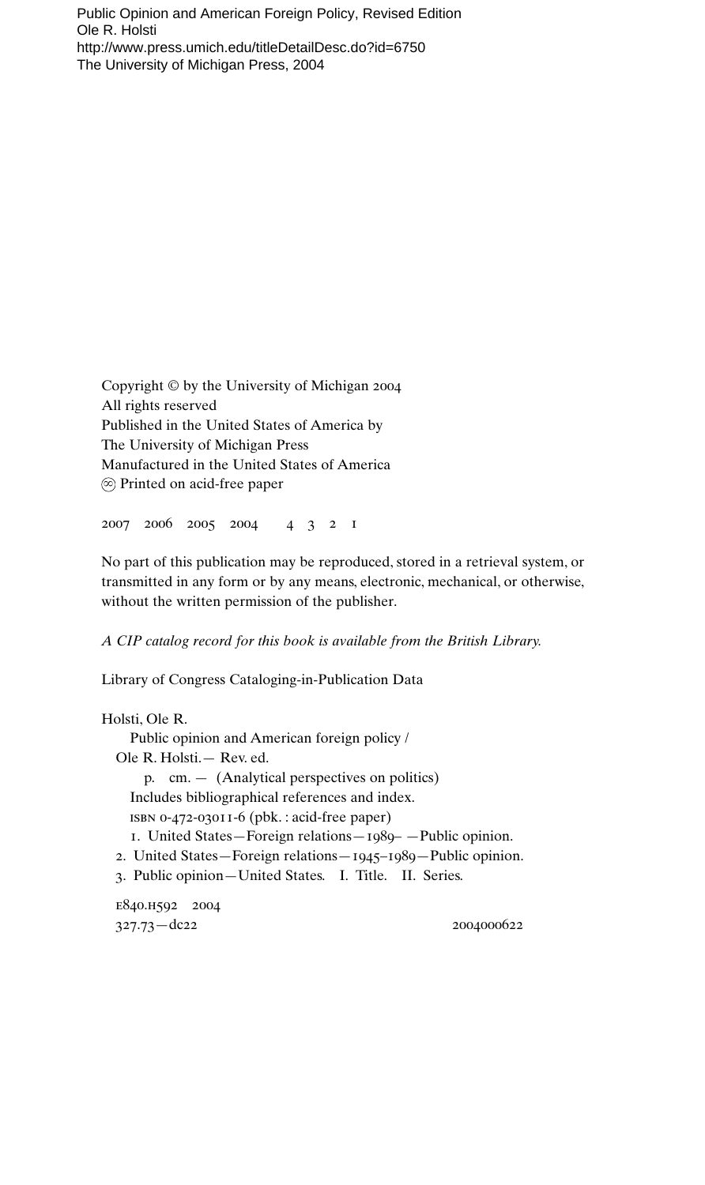Public Opinion and American Foreign Policy, Revised Edition
Ole R. Holsti
http://www.press.umich.edu/titleDetailDesc.do?id=6750
The University of Michigan Press, 2004

Copyright © by the University of Michigan 2004
All rights reserved
Published in the United States of America by
The University of Michigan Press
Manufactured in the United States of America
♾ Printed on acid-free paper

2007 2006 2005 2004 4 3 2 1

No part of this publication may be reproduced, stored in a retrieval system, or transmitted in any form or by any means, electronic, mechanical, or otherwise, without the written permission of the publisher.

*A CIP catalog record for this book is available from the British Library.*

Library of Congress Cataloging-in-Publication Data

Holsti, Ole R.
Public opinion and American foreign policy /
Ole R. Holsti.— Rev. ed.
p. cm. — (Analytical perspectives on politics)
Includes bibliographical references and index.
ISBN 0-472-03011-6 (pbk. : acid-free paper)
1. United States—Foreign relations—1989– —Public opinion.
2. United States—Foreign relations—1945–1989—Public opinion.
3. Public opinion—United States. I. Title. II. Series.

E840.H592 2004
327.73—dc22 2004000622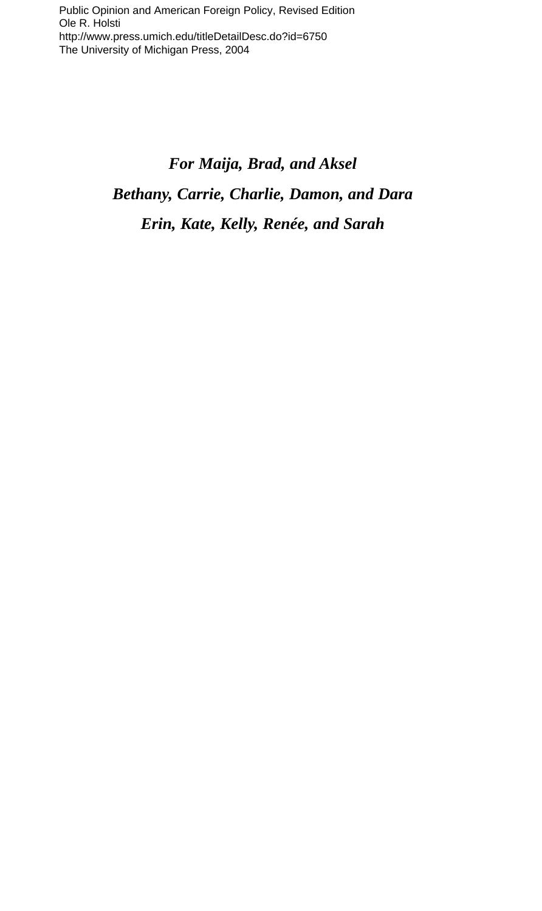***For Maija, Brad, and Aksel***

***Bethany, Carrie, Charlie, Damon, and Dara***

***Erin, Kate, Kelly, Renée, and Sarah***